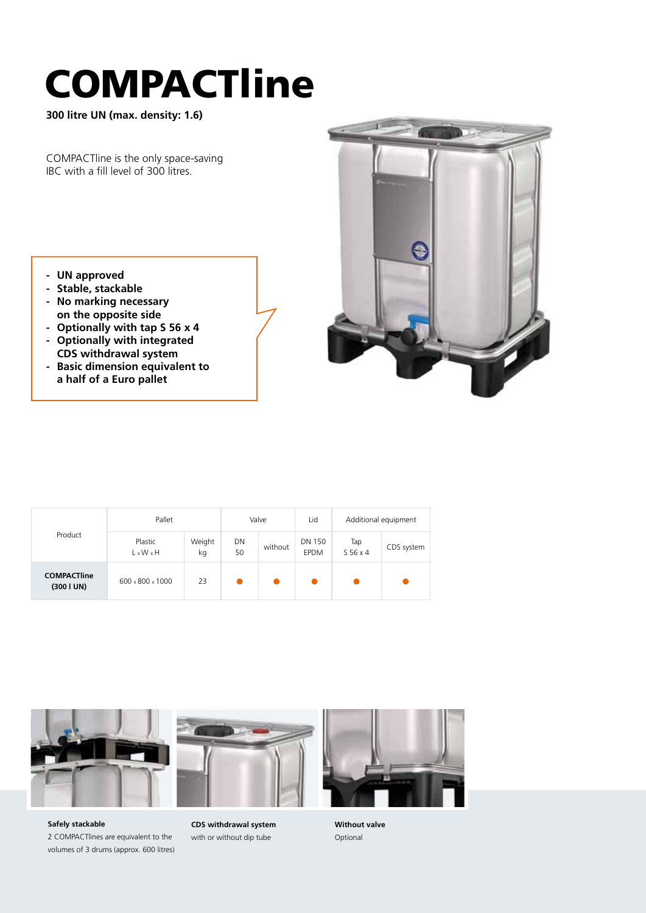# COMPACTline

**300 litre UN (max. density: 1.6)**

COMPACTline is the only space-saving IBC with a fill level of 300 litres.

- **UN approved**
- **Stable, stackable**
- **No marking necessary on the opposite side**
- **Optionally with tap S 56 x 4**
- **Optionally with integrated CDS withdrawal system**
- **Basic dimension equivalent to a half of a Euro pallet**

| Product | Pallet | | Valve | | Lid | Additional equipment | |
|---|---|---|---|---|---|---|---|
| | Plastic L x W x H | Weight kg | DN 50 | without | DN 150 EPDM | Tap S 56 x 4 | CDS system |
| **COMPACTline (300 l UN)** | 600 x 800 x 1000 | 23 | ● | ● | ● | ● | ● |

**Safely stackable**
2 COMPACTlines are equivalent to the volumes of 3 drums (approx. 600 litres)

**CDS withdrawal system**
with or without dip tube

**Without valve**
Optional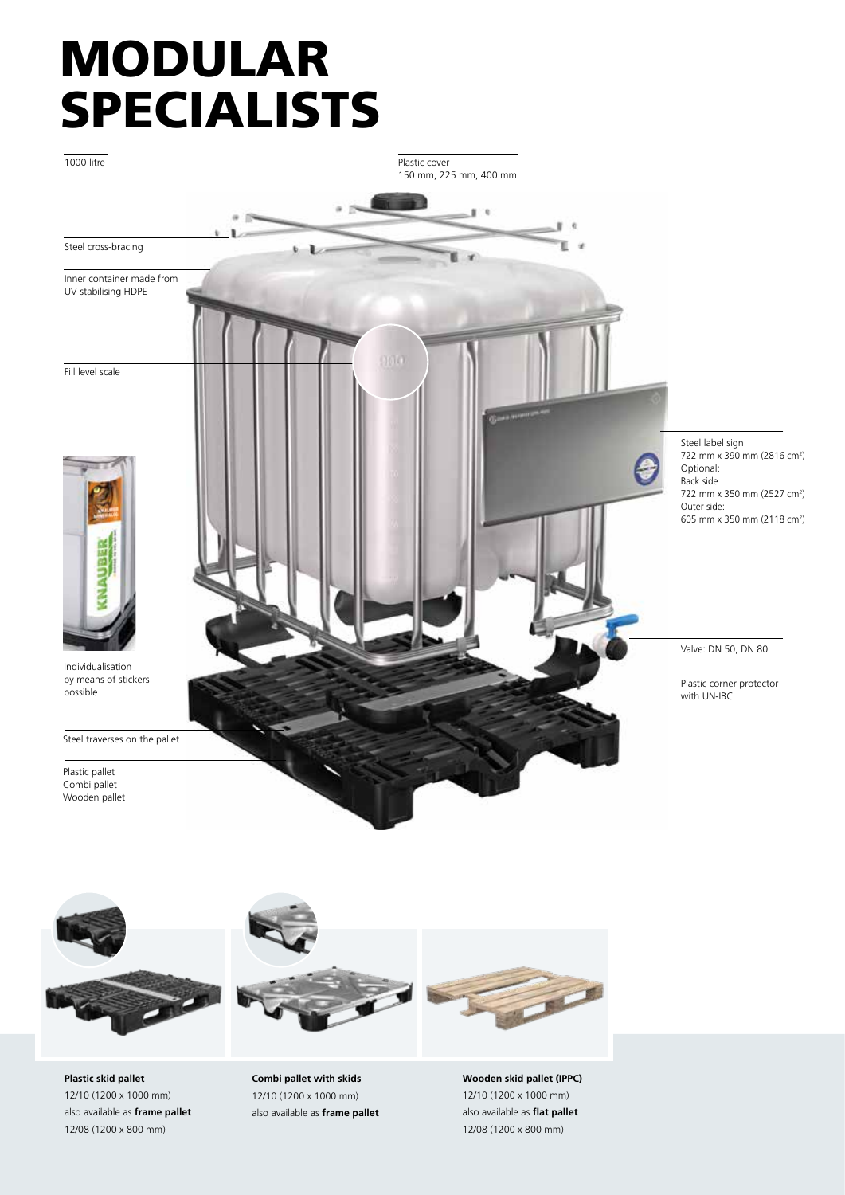# MODULAR SPECIALISTS

1000 litre

Plastic cover
150 mm, 225 mm, 400 mm

Steel cross-bracing

Inner container made from UV stabilising HDPE

Fill level scale

Steel label sign
722 mm x 390 mm (2816 cm²)
Optional:
Back side
722 mm x 350 mm (2527 cm²)
Outer side:
605 mm x 350 mm (2118 cm²)

Individualisation by means of stickers possible

Valve: DN 50, DN 80

Plastic corner protector with UN-IBC

Steel traverses on the pallet

Plastic pallet
Combi pallet
Wooden pallet

**Plastic skid pallet**
12/10 (1200 x 1000 mm)
also available as **frame pallet**
12/08 (1200 x 800 mm)

**Combi pallet with skids**
12/10 (1200 x 1000 mm)
also available as **frame pallet**

**Wooden skid pallet (IPPC)**
12/10 (1200 x 1000 mm)
also available as **flat pallet**
12/08 (1200 x 800 mm)